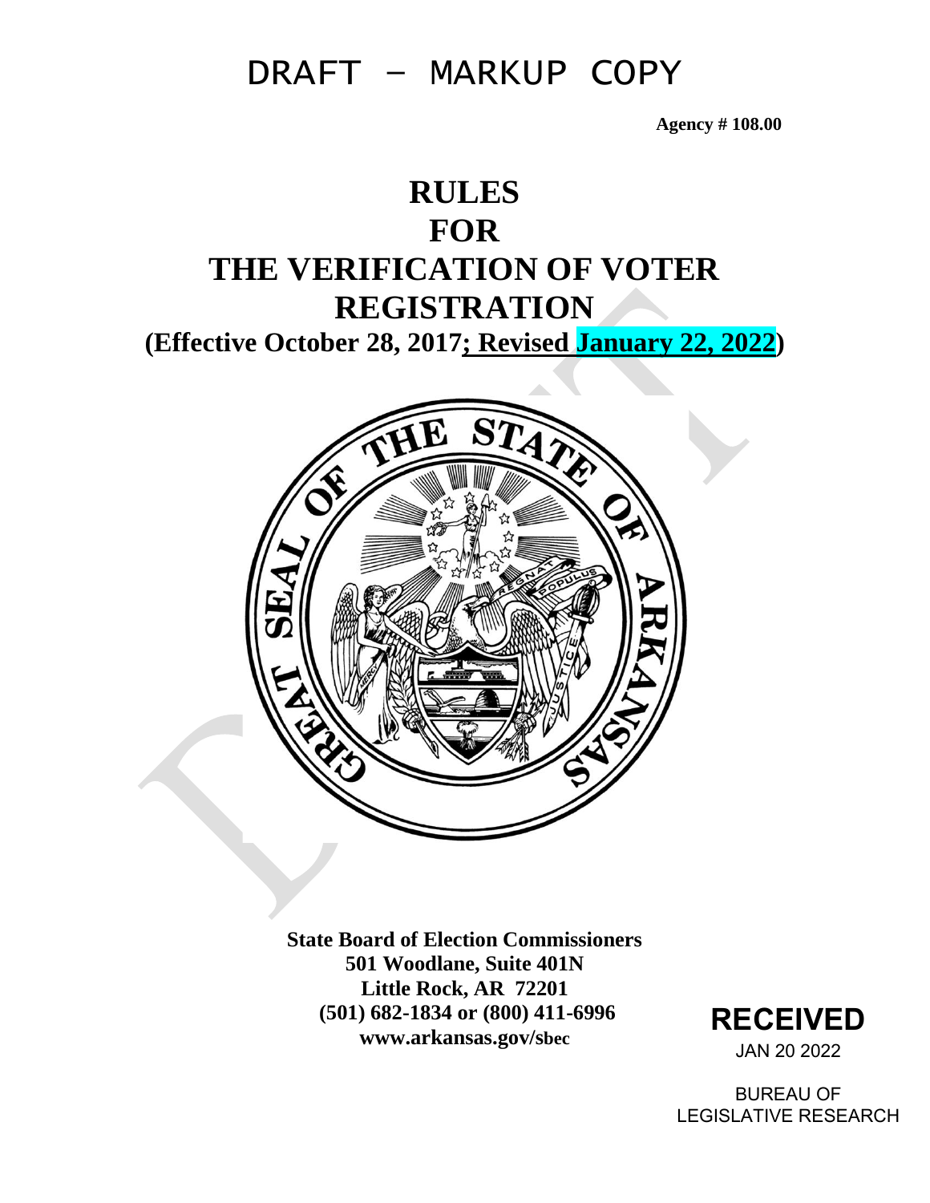# DRAFT – MARKUP COPY

**Agency # 108.00**

# RULES
# FOR
# THE VERIFICATION OF VOTER REGISTRATION

**(Effective October 28, 2017; Revised January 22, 2022)**

**State Board of Election Commissioners**
**501 Woodlane, Suite 401N**
**Little Rock, AR 72201**
**(501) 682-1834 or (800) 411-6996**
**www.arkansas.gov/sbec**

**RECEIVED**
JAN 20 2022
BUREAU OF
LEGISLATIVE RESEARCH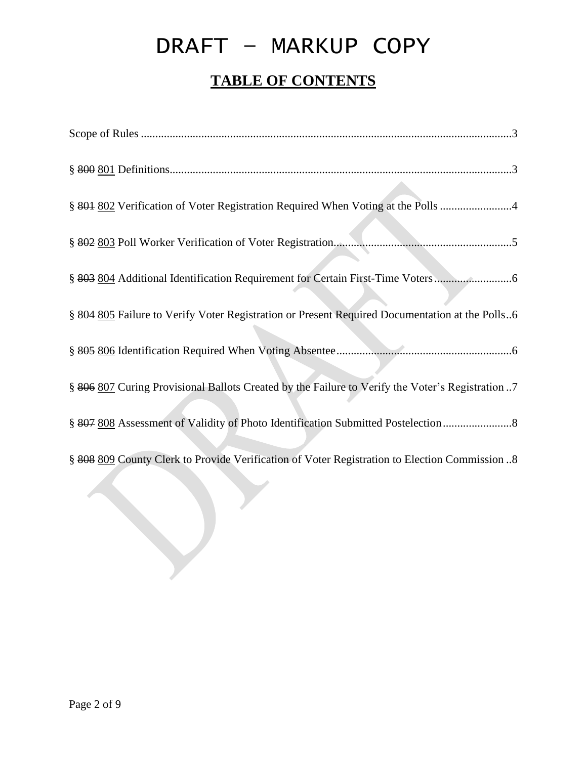# DRAFT – MARKUP COPY

## TABLE OF CONTENTS

Scope of Rules ....................................................................................................................3

§ ~~800~~ <u>801</u> Definitions.......................................................................................................3

§ ~~801~~ <u>802</u> Verification of Voter Registration Required When Voting at the Polls ..........................4

§ ~~802~~ <u>803</u> Poll Worker Verification of Voter Registration..............................................................5

§ ~~803~~ <u>804</u> Additional Identification Requirement for Certain First-Time Voters ............................6

§ ~~804~~ <u>805</u> Failure to Verify Voter Registration or Present Required Documentation at the Polls..6

§ ~~805~~ <u>806</u> Identification Required When Voting Absentee .............................................................6

§ ~~806~~ <u>807</u> Curing Provisional Ballots Created by the Failure to Verify the Voter's Registration ..7

§ ~~807~~ <u>808</u> Assessment of Validity of Photo Identification Submitted Postelection ........................8

§ ~~808~~ <u>809</u> County Clerk to Provide Verification of Voter Registration to Election Commission ..8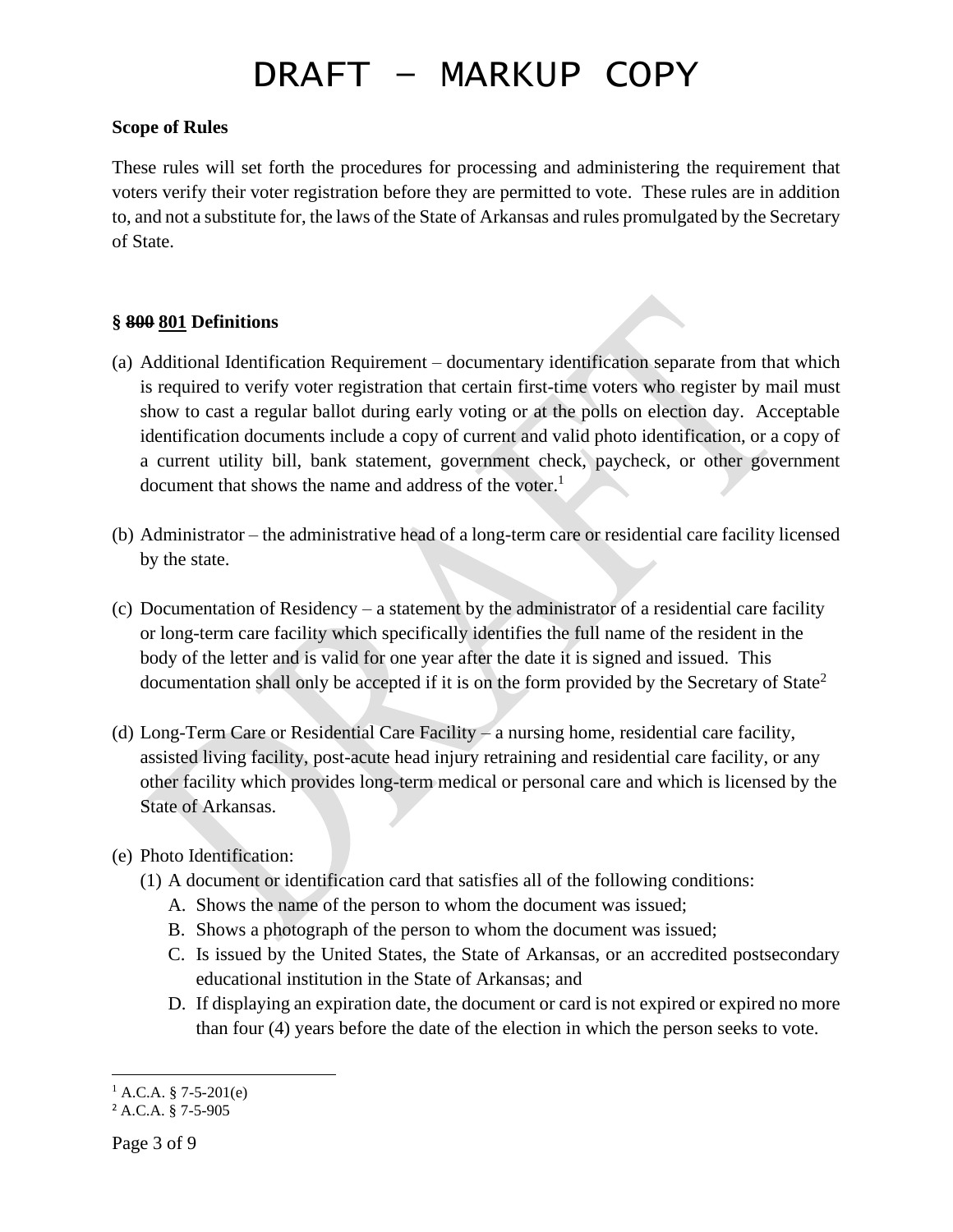# DRAFT – MARKUP COPY

**Scope of Rules**

These rules will set forth the procedures for processing and administering the requirement that voters verify their voter registration before they are permitted to vote. These rules are in addition to, and not a substitute for, the laws of the State of Arkansas and rules promulgated by the Secretary of State.

**§ ~~800~~ <u>801</u> Definitions**

(a) Additional Identification Requirement – documentary identification separate from that which is required to verify voter registration that certain first-time voters who register by mail must show to cast a regular ballot during early voting or at the polls on election day. Acceptable identification documents include a copy of current and valid photo identification, or a copy of a current utility bill, bank statement, government check, paycheck, or other government document that shows the name and address of the voter.[1]

(b) Administrator – the administrative head of a long-term care or residential care facility licensed by the state.

(c) Documentation of Residency – a statement by the administrator of a residential care facility or long-term care facility which specifically identifies the full name of the resident in the body of the letter and is valid for one year after the date it is signed and issued. This documentation shall only be accepted if it is on the form provided by the Secretary of State[2]

(d) Long-Term Care or Residential Care Facility – a nursing home, residential care facility, assisted living facility, post-acute head injury retraining and residential care facility, or any other facility which provides long-term medical or personal care and which is licensed by the State of Arkansas.

(e) Photo Identification:
   (1) A document or identification card that satisfies all of the following conditions:
      A. Shows the name of the person to whom the document was issued;
      B. Shows a photograph of the person to whom the document was issued;
      C. Is issued by the United States, the State of Arkansas, or an accredited postsecondary educational institution in the State of Arkansas; and
      D. If displaying an expiration date, the document or card is not expired or expired no more than four (4) years before the date of the election in which the person seeks to vote.

---

[1] A.C.A. § 7-5-201(e)

[2] A.C.A. § 7-5-905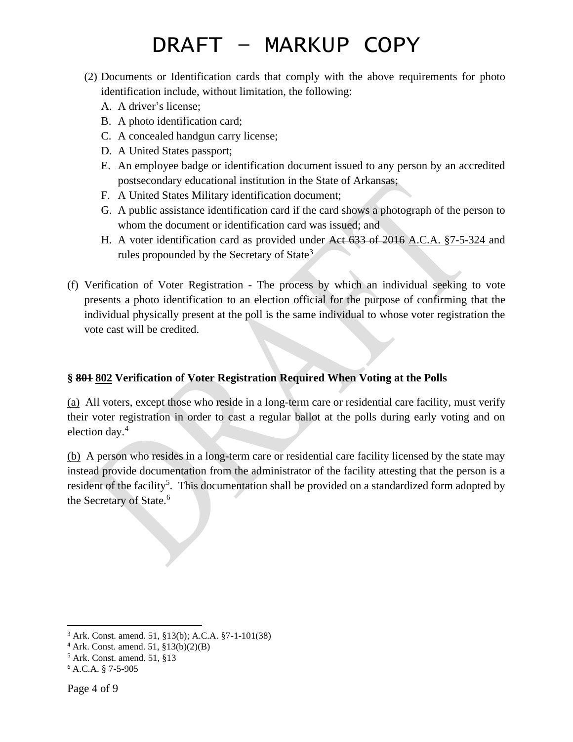(2) Documents or Identification cards that comply with the above requirements for photo identification include, without limitation, the following:

   A. A driver's license;
   B. A photo identification card;
   C. A concealed handgun carry license;
   D. A United States passport;
   E. An employee badge or identification document issued to any person by an accredited postsecondary educational institution in the State of Arkansas;
   F. A United States Military identification document;
   G. A public assistance identification card if the card shows a photograph of the person to whom the document or identification card was issued; and
   H. A voter identification card as provided under ~~Act 633 of 2016~~ <u>A.C.A. §7-5-324</u> and rules propounded by the Secretary of State[3]

(f) Verification of Voter Registration - The process by which an individual seeking to vote presents a photo identification to an election official for the purpose of confirming that the individual physically present at the poll is the same individual to whose voter registration the vote cast will be credited.

### § ~~801~~ <u>802</u> Verification of Voter Registration Required When Voting at the Polls

<u>(a)</u> All voters, except those who reside in a long-term care or residential care facility, must verify their voter registration in order to cast a regular ballot at the polls during early voting and on election day.[4]

<u>(b)</u> A person who resides in a long-term care or residential care facility licensed by the state may instead provide documentation from the administrator of the facility attesting that the person is a resident of the facility[5]. This documentation shall be provided on a standardized form adopted by the Secretary of State.[6]

---

[3] Ark. Const. amend. 51, §13(b); A.C.A. §7-1-101(38)

[4] Ark. Const. amend. 51, §13(b)(2)(B)

[5] Ark. Const. amend. 51, §13

[6] A.C.A. § 7-5-905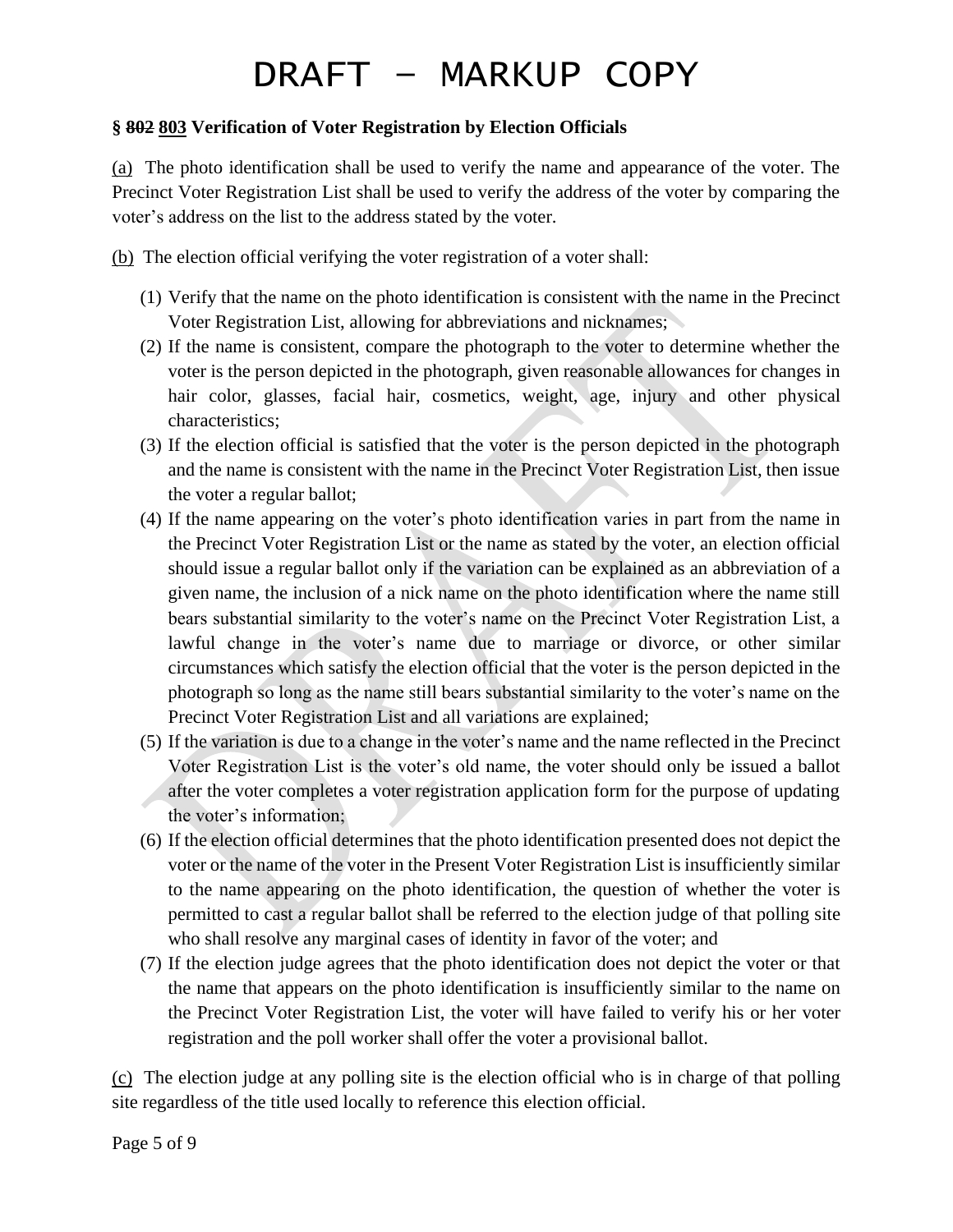# DRAFT – MARKUP COPY

**§ ~~802~~ <u>803</u> Verification of Voter Registration by Election Officials**

<u>(a)</u> The photo identification shall be used to verify the name and appearance of the voter. The Precinct Voter Registration List shall be used to verify the address of the voter by comparing the voter's address on the list to the address stated by the voter.

<u>(b)</u> The election official verifying the voter registration of a voter shall:

(1) Verify that the name on the photo identification is consistent with the name in the Precinct Voter Registration List, allowing for abbreviations and nicknames;
(2) If the name is consistent, compare the photograph to the voter to determine whether the voter is the person depicted in the photograph, given reasonable allowances for changes in hair color, glasses, facial hair, cosmetics, weight, age, injury and other physical characteristics;
(3) If the election official is satisfied that the voter is the person depicted in the photograph and the name is consistent with the name in the Precinct Voter Registration List, then issue the voter a regular ballot;
(4) If the name appearing on the voter's photo identification varies in part from the name in the Precinct Voter Registration List or the name as stated by the voter, an election official should issue a regular ballot only if the variation can be explained as an abbreviation of a given name, the inclusion of a nick name on the photo identification where the name still bears substantial similarity to the voter's name on the Precinct Voter Registration List, a lawful change in the voter's name due to marriage or divorce, or other similar circumstances which satisfy the election official that the voter is the person depicted in the photograph so long as the name still bears substantial similarity to the voter's name on the Precinct Voter Registration List and all variations are explained;
(5) If the variation is due to a change in the voter's name and the name reflected in the Precinct Voter Registration List is the voter's old name, the voter should only be issued a ballot after the voter completes a voter registration application form for the purpose of updating the voter's information;
(6) If the election official determines that the photo identification presented does not depict the voter or the name of the voter in the Present Voter Registration List is insufficiently similar to the name appearing on the photo identification, the question of whether the voter is permitted to cast a regular ballot shall be referred to the election judge of that polling site who shall resolve any marginal cases of identity in favor of the voter; and
(7) If the election judge agrees that the photo identification does not depict the voter or that the name that appears on the photo identification is insufficiently similar to the name on the Precinct Voter Registration List, the voter will have failed to verify his or her voter registration and the poll worker shall offer the voter a provisional ballot.

<u>(c)</u> The election judge at any polling site is the election official who is in charge of that polling site regardless of the title used locally to reference this election official.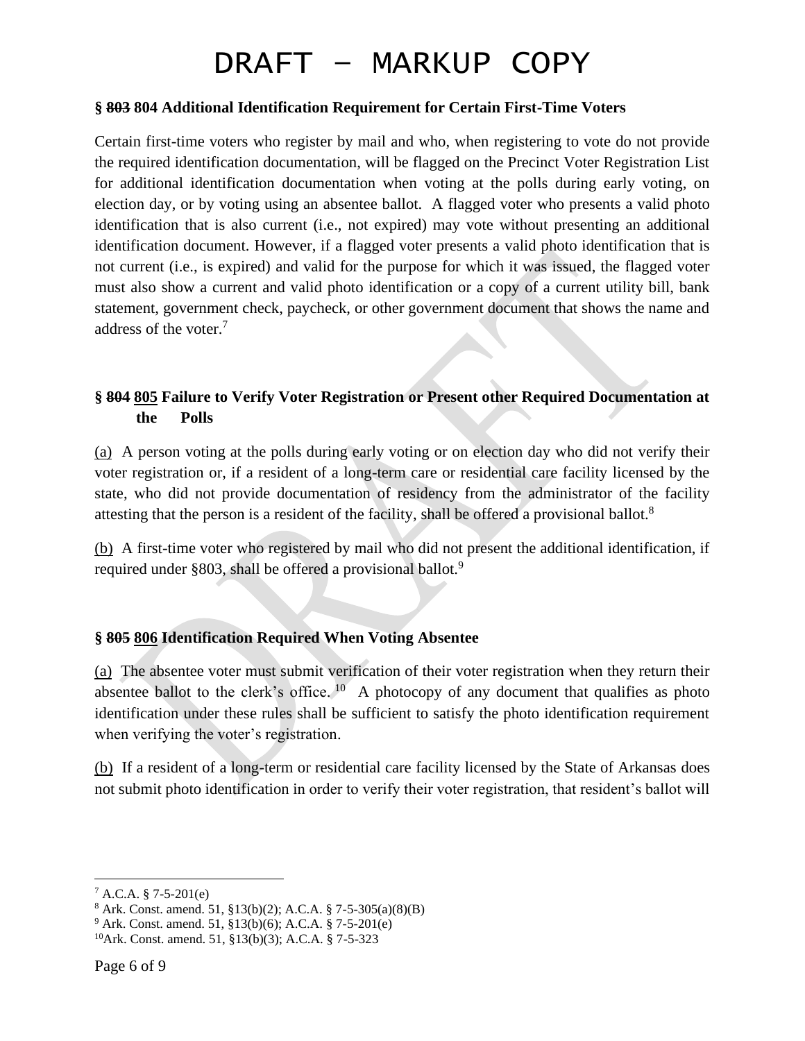### § ~~803~~ 804 Additional Identification Requirement for Certain First-Time Voters

Certain first-time voters who register by mail and who, when registering to vote do not provide the required identification documentation, will be flagged on the Precinct Voter Registration List for additional identification documentation when voting at the polls during early voting, on election day, or by voting using an absentee ballot. A flagged voter who presents a valid photo identification that is also current (i.e., not expired) may vote without presenting an additional identification document. However, if a flagged voter presents a valid photo identification that is not current (i.e., is expired) and valid for the purpose for which it was issued, the flagged voter must also show a current and valid photo identification or a copy of a current utility bill, bank statement, government check, paycheck, or other government document that shows the name and address of the voter.[7]

### § ~~804~~ 805 Failure to Verify Voter Registration or Present other Required Documentation at the Polls

(a) A person voting at the polls during early voting or on election day who did not verify their voter registration or, if a resident of a long-term care or residential care facility licensed by the state, who did not provide documentation of residency from the administrator of the facility attesting that the person is a resident of the facility, shall be offered a provisional ballot.[8]

(b) A first-time voter who registered by mail who did not present the additional identification, if required under §803, shall be offered a provisional ballot.[9]

### § ~~805~~ 806 Identification Required When Voting Absentee

(a) The absentee voter must submit verification of their voter registration when they return their absentee ballot to the clerk's office.[10] A photocopy of any document that qualifies as photo identification under these rules shall be sufficient to satisfy the photo identification requirement when verifying the voter's registration.

(b) If a resident of a long-term or residential care facility licensed by the State of Arkansas does not submit photo identification in order to verify their voter registration, that resident's ballot will

---

[7] A.C.A. § 7-5-201(e)

[8] Ark. Const. amend. 51, §13(b)(2); A.C.A. § 7-5-305(a)(8)(B)

[9] Ark. Const. amend. 51, §13(b)(6); A.C.A. § 7-5-201(e)

[10] Ark. Const. amend. 51, §13(b)(3); A.C.A. § 7-5-323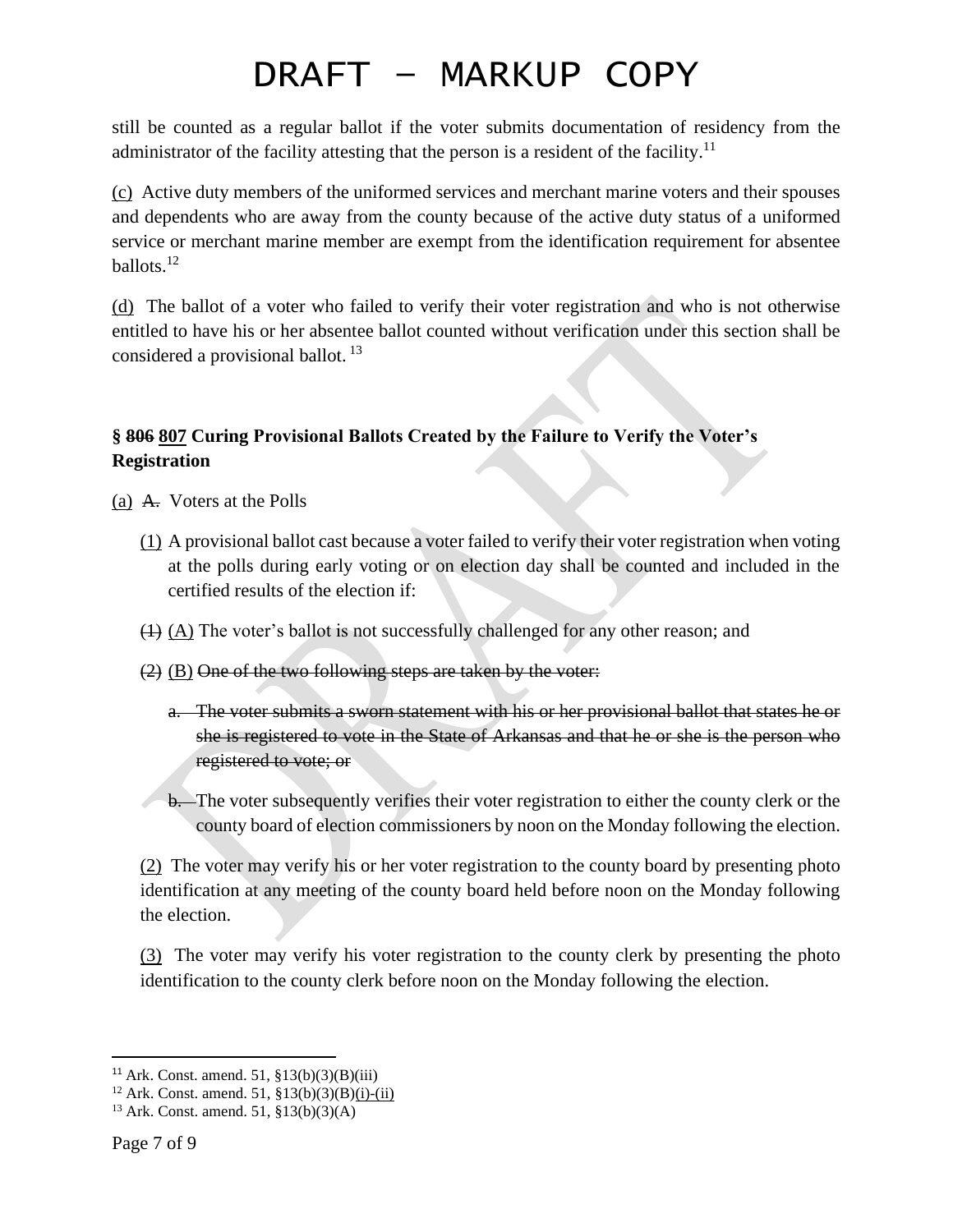still be counted as a regular ballot if the voter submits documentation of residency from the administrator of the facility attesting that the person is a resident of the facility.[11]

<u>(c)</u> Active duty members of the uniformed services and merchant marine voters and their spouses and dependents who are away from the county because of the active duty status of a uniformed service or merchant marine member are exempt from the identification requirement for absentee ballots.[12]

<u>(d)</u> The ballot of a voter who failed to verify their voter registration and who is not otherwise entitled to have his or her absentee ballot counted without verification under this section shall be considered a provisional ballot.[13]

### § ~~806~~ <u>807</u> Curing Provisional Ballots Created by the Failure to Verify the Voter's Registration

<u>(a)</u> ~~A.~~ Voters at the Polls

<u>(1)</u> A provisional ballot cast because a voter failed to verify their voter registration when voting at the polls during early voting or on election day shall be counted and included in the certified results of the election if:

~~(1)~~ <u>(A)</u> The voter's ballot is not successfully challenged for any other reason; and

~~(2)~~ <u>(B)</u> ~~One of the two following steps are taken by the voter:~~

~~a. The voter submits a sworn statement with his or her provisional ballot that states he or she is registered to vote in the State of Arkansas and that he or she is the person who registered to vote; or~~

~~b.~~ The voter subsequently verifies their voter registration to either the county clerk or the county board of election commissioners by noon on the Monday following the election.

<u>(2)</u> The voter may verify his or her voter registration to the county board by presenting photo identification at any meeting of the county board held before noon on the Monday following the election.

<u>(3)</u> The voter may verify his voter registration to the county clerk by presenting the photo identification to the county clerk before noon on the Monday following the election.

---

[11] Ark. Const. amend. 51, §13(b)(3)(B)(iii)

[12] Ark. Const. amend. 51, §13(b)(3)(B)<u>(i)-(ii)</u>

[13] Ark. Const. amend. 51, §13(b)(3)(A)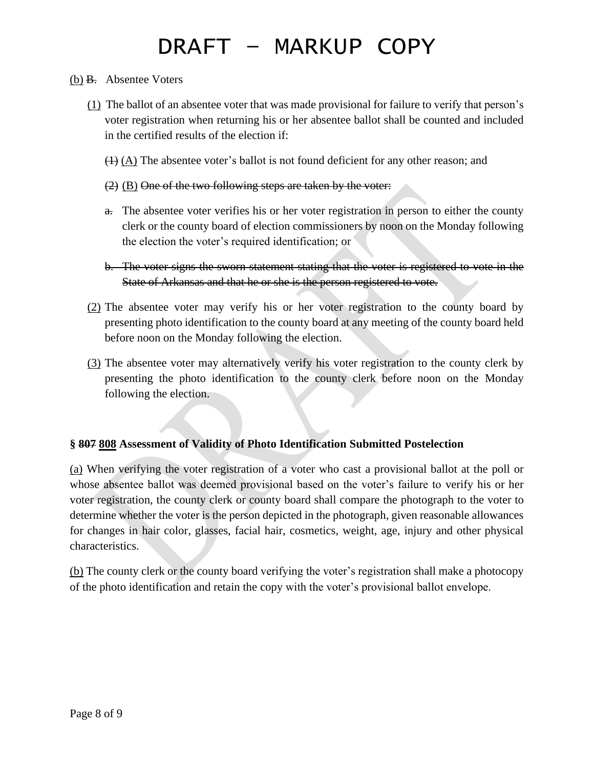# DRAFT – MARKUP COPY

(b) ~~B.~~ Absentee Voters

(1) The ballot of an absentee voter that was made provisional for failure to verify that person's voter registration when returning his or her absentee ballot shall be counted and included in the certified results of the election if:

~~(1)~~ (A) The absentee voter's ballot is not found deficient for any other reason; and

~~(2)~~ (B) ~~One of the two following steps are taken by the voter:~~

~~a.~~ The absentee voter verifies his or her voter registration in person to either the county clerk or the county board of election commissioners by noon on the Monday following the election the voter's required identification; or

~~b. The voter signs the sworn statement stating that the voter is registered to vote in the State of Arkansas and that he or she is the person registered to vote.~~

(2) The absentee voter may verify his or her voter registration to the county board by presenting photo identification to the county board at any meeting of the county board held before noon on the Monday following the election.

(3) The absentee voter may alternatively verify his voter registration to the county clerk by presenting the photo identification to the county clerk before noon on the Monday following the election.

**§ ~~807~~ 808 Assessment of Validity of Photo Identification Submitted Postelection**

(a) When verifying the voter registration of a voter who cast a provisional ballot at the poll or whose absentee ballot was deemed provisional based on the voter's failure to verify his or her voter registration, the county clerk or county board shall compare the photograph to the voter to determine whether the voter is the person depicted in the photograph, given reasonable allowances for changes in hair color, glasses, facial hair, cosmetics, weight, age, injury and other physical characteristics.

(b) The county clerk or the county board verifying the voter's registration shall make a photocopy of the photo identification and retain the copy with the voter's provisional ballot envelope.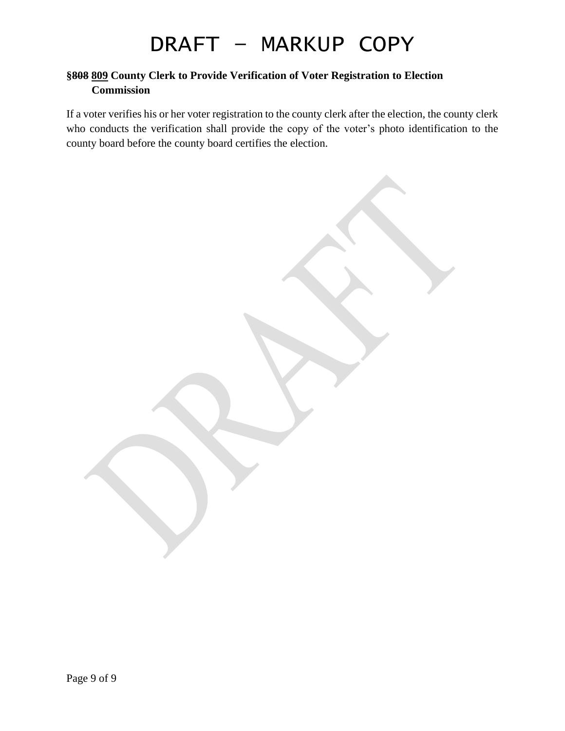# DRAFT – MARKUP COPY

**§~~808~~ <u>809</u> County Clerk to Provide Verification of Voter Registration to Election Commission**

If a voter verifies his or her voter registration to the county clerk after the election, the county clerk who conducts the verification shall provide the copy of the voter's photo identification to the county board before the county board certifies the election.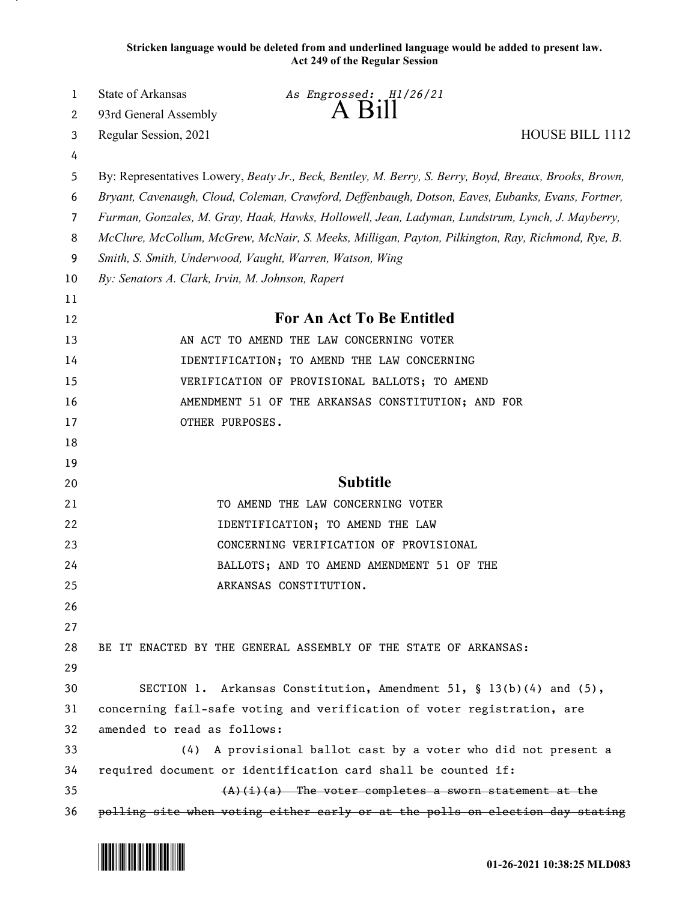**Stricken language would be deleted from and underlined language would be added to present law.**
**Act 249 of the Regular Session**

State of Arkansas — *As Engrossed: H1/26/21*
93rd General Assembly — A Bill
Regular Session, 2021 — HOUSE BILL 1112

By: Representatives Lowery, *Beaty Jr., Beck, Bentley, M. Berry, S. Berry, Boyd, Breaux, Brooks, Brown, Bryant, Cavenaugh, Cloud, Coleman, Crawford, Deffenbaugh, Dotson, Eaves, Eubanks, Evans, Fortner, Furman, Gonzales, M. Gray, Haak, Hawks, Hollowell, Jean, Ladyman, Lundstrum, Lynch, J. Mayberry, McClure, McCollum, McGrew, McNair, S. Meeks, Milligan, Payton, Pilkington, Ray, Richmond, Rye, B. Smith, S. Smith, Underwood, Vaught, Warren, Watson, Wing*

*By: Senators A. Clark, Irvin, M. Johnson, Rapert*

## For An Act To Be Entitled

AN ACT TO AMEND THE LAW CONCERNING VOTER IDENTIFICATION; TO AMEND THE LAW CONCERNING VERIFICATION OF PROVISIONAL BALLOTS; TO AMEND AMENDMENT 51 OF THE ARKANSAS CONSTITUTION; AND FOR OTHER PURPOSES.

## Subtitle

TO AMEND THE LAW CONCERNING VOTER IDENTIFICATION; TO AMEND THE LAW CONCERNING VERIFICATION OF PROVISIONAL BALLOTS; AND TO AMEND AMENDMENT 51 OF THE ARKANSAS CONSTITUTION.

BE IT ENACTED BY THE GENERAL ASSEMBLY OF THE STATE OF ARKANSAS:

SECTION 1. Arkansas Constitution, Amendment 51, § 13(b)(4) and (5), concerning fail-safe voting and verification of voter registration, are amended to read as follows:

(4) A provisional ballot cast by a voter who did not present a required document or identification card shall be counted if:

~~(A)(i)(a) The voter completes a sworn statement at the polling site when voting either early or at the polls on election day stating~~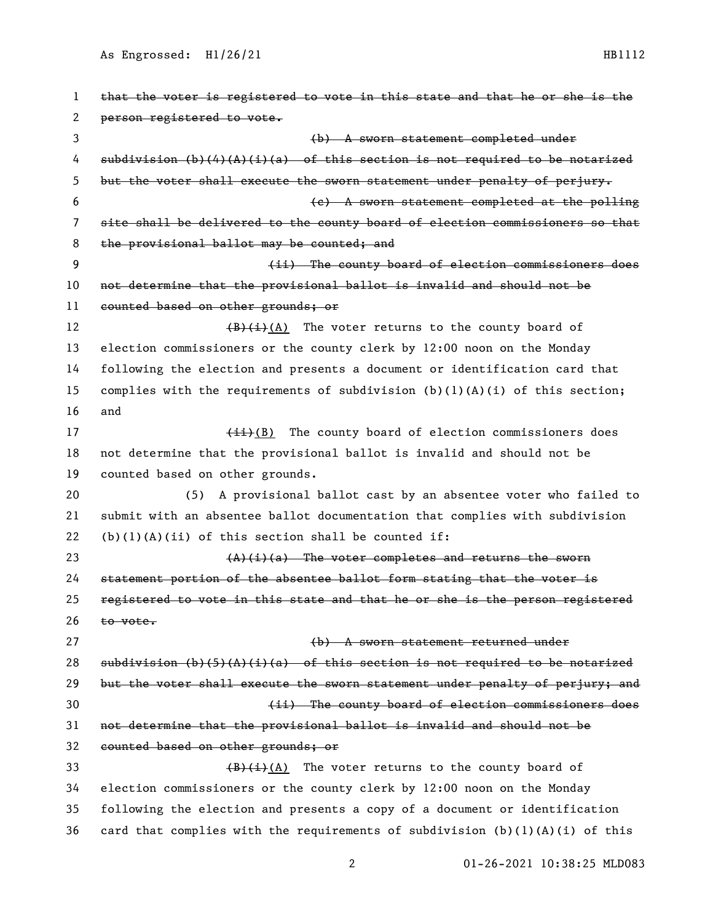~~that the voter is registered to vote in this state and that he or she is the person registered to vote.~~

~~(b) A sworn statement completed under subdivision (b)(4)(A)(i)(a) of this section is not required to be notarized but the voter shall execute the sworn statement under penalty of perjury.~~

~~(c) A sworn statement completed at the polling site shall be delivered to the county board of election commissioners so that the provisional ballot may be counted; and~~

~~(ii) The county board of election commissioners does not determine that the provisional ballot is invalid and should not be counted based on other grounds; or~~

~~(B)(i)~~(A) The voter returns to the county board of election commissioners or the county clerk by 12:00 noon on the Monday following the election and presents a document or identification card that complies with the requirements of subdivision (b)(1)(A)(i) of this section; and

~~(ii)~~(B) The county board of election commissioners does not determine that the provisional ballot is invalid and should not be counted based on other grounds.

(5) A provisional ballot cast by an absentee voter who failed to submit with an absentee ballot documentation that complies with subdivision (b)(1)(A)(ii) of this section shall be counted if:

~~(A)(i)(a) The voter completes and returns the sworn statement portion of the absentee ballot form stating that the voter is registered to vote in this state and that he or she is the person registered to vote.~~

~~(b) A sworn statement returned under subdivision (b)(5)(A)(i)(a) of this section is not required to be notarized but the voter shall execute the sworn statement under penalty of perjury; and~~

~~(ii) The county board of election commissioners does not determine that the provisional ballot is invalid and should not be counted based on other grounds; or~~

~~(B)(i)~~(A) The voter returns to the county board of election commissioners or the county clerk by 12:00 noon on the Monday following the election and presents a copy of a document or identification card that complies with the requirements of subdivision (b)(1)(A)(i) of this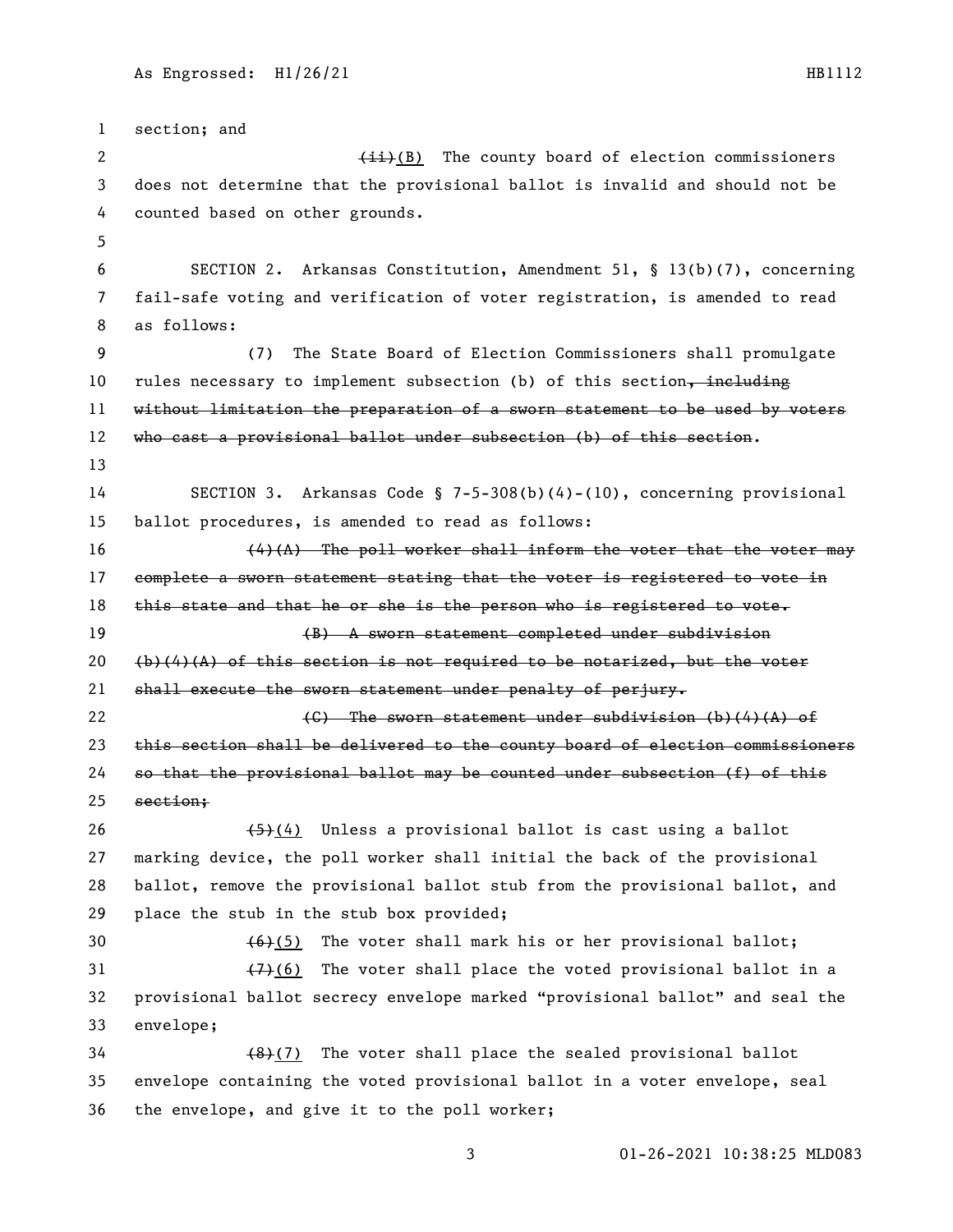section; and

~~(ii)~~(B) The county board of election commissioners does not determine that the provisional ballot is invalid and should not be counted based on other grounds.

SECTION 2. Arkansas Constitution, Amendment 51, § 13(b)(7), concerning fail-safe voting and verification of voter registration, is amended to read as follows:

(7) The State Board of Election Commissioners shall promulgate rules necessary to implement subsection (b) of this section~~, including without limitation the preparation of a sworn statement to be used by voters who cast a provisional ballot under subsection (b) of this section~~.

SECTION 3. Arkansas Code § 7-5-308(b)(4)-(10), concerning provisional ballot procedures, is amended to read as follows:

~~(4)(A) The poll worker shall inform the voter that the voter may complete a sworn statement stating that the voter is registered to vote in this state and that he or she is the person who is registered to vote.~~

~~(B) A sworn statement completed under subdivision (b)(4)(A) of this section is not required to be notarized, but the voter shall execute the sworn statement under penalty of perjury.~~

~~(C) The sworn statement under subdivision (b)(4)(A) of this section shall be delivered to the county board of election commissioners so that the provisional ballot may be counted under subsection (f) of this section;~~

~~(5)~~(4) Unless a provisional ballot is cast using a ballot marking device, the poll worker shall initial the back of the provisional ballot, remove the provisional ballot stub from the provisional ballot, and place the stub in the stub box provided;

~~(6)~~(5) The voter shall mark his or her provisional ballot;

~~(7)~~(6) The voter shall place the voted provisional ballot in a provisional ballot secrecy envelope marked "provisional ballot" and seal the envelope;

~~(8)~~(7) The voter shall place the sealed provisional ballot envelope containing the voted provisional ballot in a voter envelope, seal the envelope, and give it to the poll worker;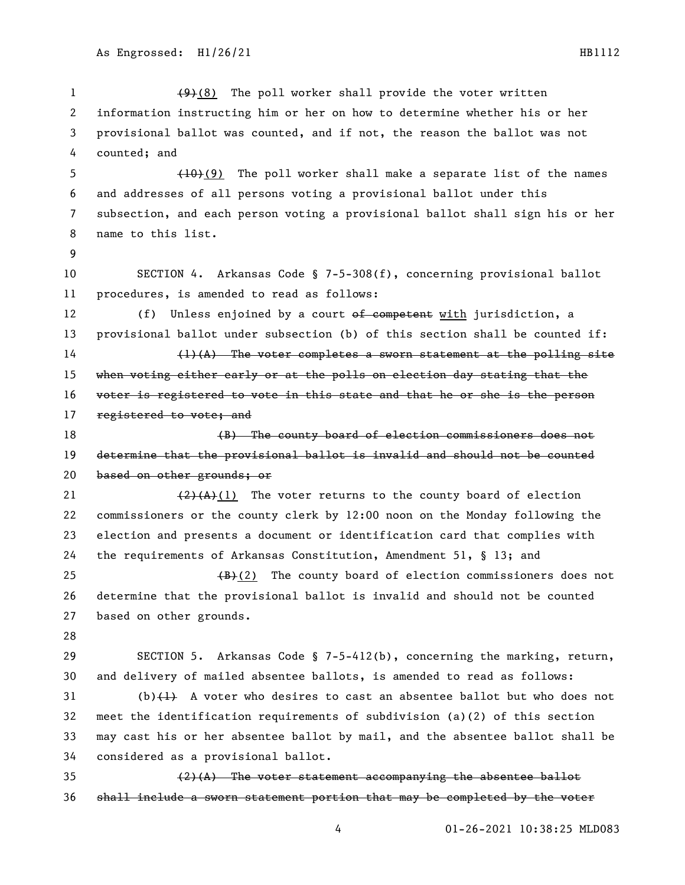~~(9)~~(8) The poll worker shall provide the voter written information instructing him or her on how to determine whether his or her provisional ballot was counted, and if not, the reason the ballot was not counted; and

~~(10)~~(9) The poll worker shall make a separate list of the names and addresses of all persons voting a provisional ballot under this subsection, and each person voting a provisional ballot shall sign his or her name to this list.

SECTION 4. Arkansas Code § 7-5-308(f), concerning provisional ballot procedures, is amended to read as follows:

(f) Unless enjoined by a court ~~of competent~~ with jurisdiction, a provisional ballot under subsection (b) of this section shall be counted if:

~~(1)(A) The voter completes a sworn statement at the polling site when voting either early or at the polls on election day stating that the voter is registered to vote in this state and that he or she is the person registered to vote; and~~

~~(B) The county board of election commissioners does not determine that the provisional ballot is invalid and should not be counted based on other grounds; or~~

~~(2)(A)~~(1) The voter returns to the county board of election commissioners or the county clerk by 12:00 noon on the Monday following the election and presents a document or identification card that complies with the requirements of Arkansas Constitution, Amendment 51, § 13; and

~~(B)~~(2) The county board of election commissioners does not determine that the provisional ballot is invalid and should not be counted based on other grounds.

SECTION 5. Arkansas Code § 7-5-412(b), concerning the marking, return, and delivery of mailed absentee ballots, is amended to read as follows:

(b)~~(1)~~ A voter who desires to cast an absentee ballot but who does not meet the identification requirements of subdivision (a)(2) of this section may cast his or her absentee ballot by mail, and the absentee ballot shall be considered as a provisional ballot.

~~(2)(A) The voter statement accompanying the absentee ballot shall include a sworn statement portion that may be completed by the voter~~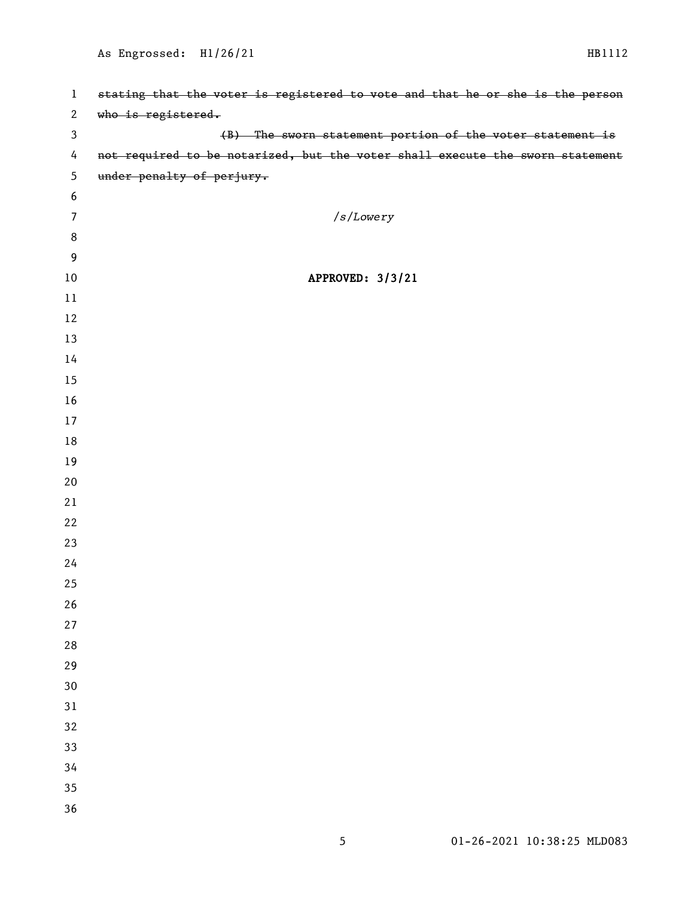~~stating that the voter is registered to vote and that he or she is the person who is registered.~~

~~(B) The sworn statement portion of the voter statement is not required to be notarized, but the voter shall execute the sworn statement under penalty of perjury.~~

*/s/Lowery*

**APPROVED: 3/3/21**